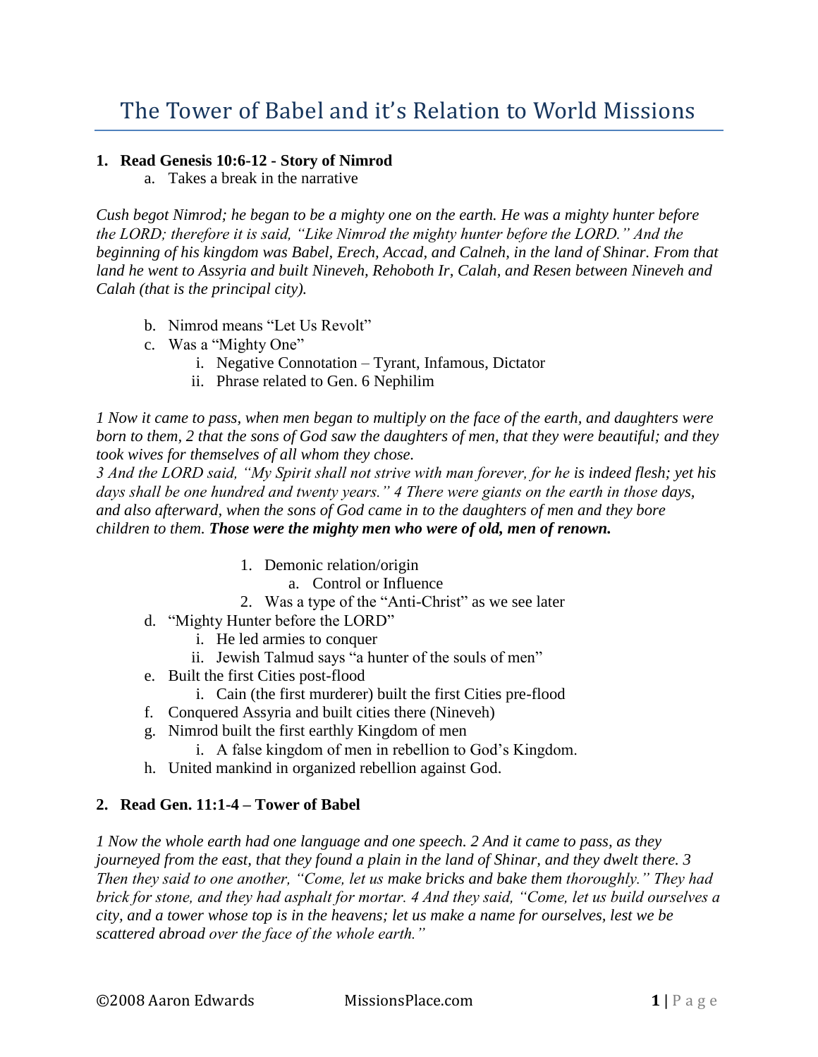# The Tower of Babel and it's Relation to World Missions

1. **Read Genesis 10:6-12 - Story of Nimrod**
    a. Takes a break in the narrative

*Cush begot Nimrod; he began to be a mighty one on the earth. He was a mighty hunter before the LORD; therefore it is said, "Like Nimrod the mighty hunter before the LORD." And the beginning of his kingdom was Babel, Erech, Accad, and Calneh, in the land of Shinar. From that land he went to Assyria and built Nineveh, Rehoboth Ir, Calah, and Resen between Nineveh and Calah (that is the principal city).*

   b. Nimrod means "Let Us Revolt"
   c. Was a "Mighty One"
      i. Negative Connotation – Tyrant, Infamous, Dictator
      ii. Phrase related to Gen. 6 Nephilim

*1 Now it came to pass, when men began to multiply on the face of the earth, and daughters were born to them, 2 that the sons of God saw the daughters of men, that they were beautiful; and they took wives for themselves of all whom they chose.*
*3 And the LORD said, "My Spirit shall not strive with man forever, for he is indeed flesh; yet his days shall be one hundred and twenty years." 4 There were giants on the earth in those days, and also afterward, when the sons of God came in to the daughters of men and they bore children to them.* ***Those were the mighty men who were of old, men of renown.***

         1. Demonic relation/origin
            a. Control or Influence
         2. Was a type of the "Anti-Christ" as we see later
   d. "Mighty Hunter before the LORD"
      i. He led armies to conquer
      ii. Jewish Talmud says "a hunter of the souls of men"
   e. Built the first Cities post-flood
      i. Cain (the first murderer) built the first Cities pre-flood
   f. Conquered Assyria and built cities there (Nineveh)
   g. Nimrod built the first earthly Kingdom of men
      i. A false kingdom of men in rebellion to God's Kingdom.
   h. United mankind in organized rebellion against God.

2. **Read Gen. 11:1-4 – Tower of Babel**

*1 Now the whole earth had one language and one speech. 2 And it came to pass, as they journeyed from the east, that they found a plain in the land of Shinar, and they dwelt there. 3 Then they said to one another, "Come, let us make bricks and bake them thoroughly." They had brick for stone, and they had asphalt for mortar. 4 And they said, "Come, let us build ourselves a city, and a tower whose top is in the heavens; let us make a name for ourselves, lest we be scattered abroad over the face of the whole earth."*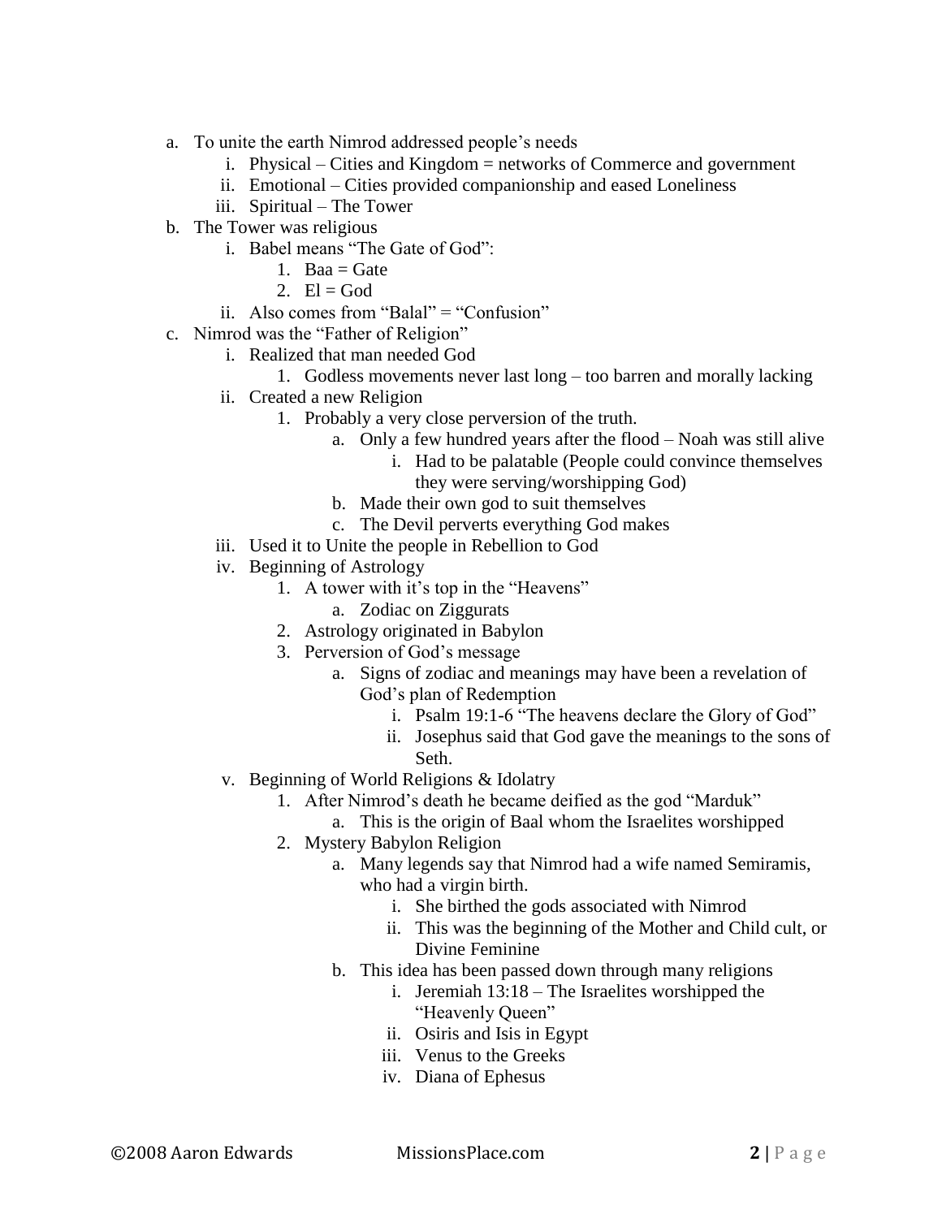a. To unite the earth Nimrod addressed people's needs
    i. Physical – Cities and Kingdom = networks of Commerce and government
    ii. Emotional – Cities provided companionship and eased Loneliness
    iii. Spiritual – The Tower
b. The Tower was religious
    i. Babel means "The Gate of God":
        1. Baa = Gate
        2. El = God
    ii. Also comes from "Balal" = "Confusion"
c. Nimrod was the "Father of Religion"
    i. Realized that man needed God
        1. Godless movements never last long – too barren and morally lacking
    ii. Created a new Religion
        1. Probably a very close perversion of the truth.
            a. Only a few hundred years after the flood – Noah was still alive
                i. Had to be palatable (People could convince themselves they were serving/worshipping God)
            b. Made their own god to suit themselves
            c. The Devil perverts everything God makes
    iii. Used it to Unite the people in Rebellion to God
    iv. Beginning of Astrology
        1. A tower with it's top in the "Heavens"
            a. Zodiac on Ziggurats
        2. Astrology originated in Babylon
        3. Perversion of God's message
            a. Signs of zodiac and meanings may have been a revelation of God's plan of Redemption
                i. Psalm 19:1-6 "The heavens declare the Glory of God"
                ii. Josephus said that God gave the meanings to the sons of Seth.
    v. Beginning of World Religions & Idolatry
        1. After Nimrod's death he became deified as the god "Marduk"
            a. This is the origin of Baal whom the Israelites worshipped
        2. Mystery Babylon Religion
            a. Many legends say that Nimrod had a wife named Semiramis, who had a virgin birth.
                i. She birthed the gods associated with Nimrod
                ii. This was the beginning of the Mother and Child cult, or Divine Feminine
            b. This idea has been passed down through many religions
                i. Jeremiah 13:18 – The Israelites worshipped the "Heavenly Queen"
                ii. Osiris and Isis in Egypt
                iii. Venus to the Greeks
                iv. Diana of Ephesus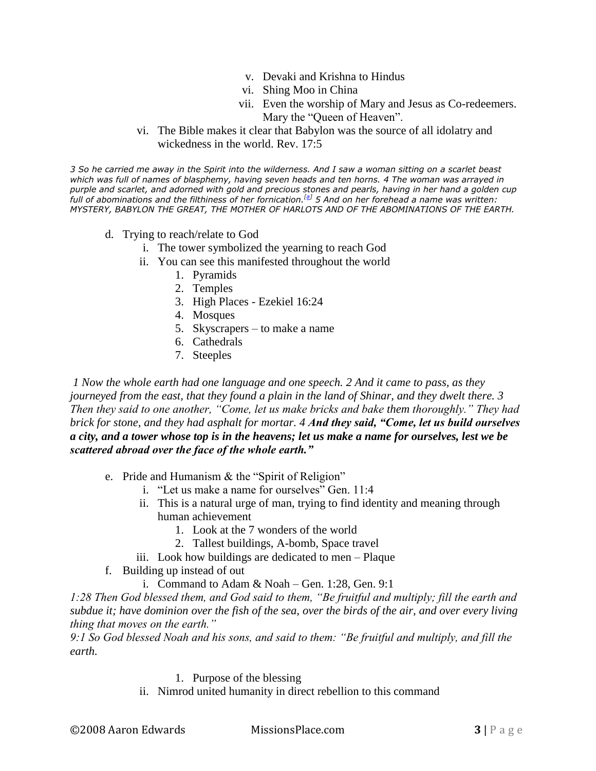v. Devaki and Krishna to Hindus
   vi. Shing Moo in China
   vii. Even the worship of Mary and Jesus as Co-redeemers. Mary the "Queen of Heaven".

vi. The Bible makes it clear that Babylon was the source of all idolatry and wickedness in the world. Rev. 17:5

*3 So he carried me away in the Spirit into the wilderness. And I saw a woman sitting on a scarlet beast which was full of names of blasphemy, having seven heads and ten horns. 4 The woman was arrayed in purple and scarlet, and adorned with gold and precious stones and pearls, having in her hand a golden cup full of abominations and the filthiness of her fornication.[a] 5 And on her forehead a name was written: MYSTERY, BABYLON THE GREAT, THE MOTHER OF HARLOTS AND OF THE ABOMINATIONS OF THE EARTH.*

d. Trying to reach/relate to God
   i. The tower symbolized the yearning to reach God
   ii. You can see this manifested throughout the world
      1. Pyramids
      2. Temples
      3. High Places - Ezekiel 16:24
      4. Mosques
      5. Skyscrapers – to make a name
      6. Cathedrals
      7. Steeples

*1 Now the whole earth had one language and one speech. 2 And it came to pass, as they journeyed from the east, that they found a plain in the land of Shinar, and they dwelt there. 3 Then they said to one another, "Come, let us make bricks and bake them thoroughly." They had brick for stone, and they had asphalt for mortar. 4* ***And they said, "Come, let us build ourselves a city, and a tower whose top is in the heavens; let us make a name for ourselves, lest we be scattered abroad over the face of the whole earth."***

e. Pride and Humanism & the "Spirit of Religion"
   i. "Let us make a name for ourselves" Gen. 11:4
   ii. This is a natural urge of man, trying to find identity and meaning through human achievement
      1. Look at the 7 wonders of the world
      2. Tallest buildings, A-bomb, Space travel
   iii. Look how buildings are dedicated to men – Plaque

f. Building up instead of out
   i. Command to Adam & Noah – Gen. 1:28, Gen. 9:1

*1:28 Then God blessed them, and God said to them, "Be fruitful and multiply; fill the earth and subdue it; have dominion over the fish of the sea, over the birds of the air, and over every living thing that moves on the earth."*

*9:1 So God blessed Noah and his sons, and said to them: "Be fruitful and multiply, and fill the earth.*

      1. Purpose of the blessing
   ii. Nimrod united humanity in direct rebellion to this command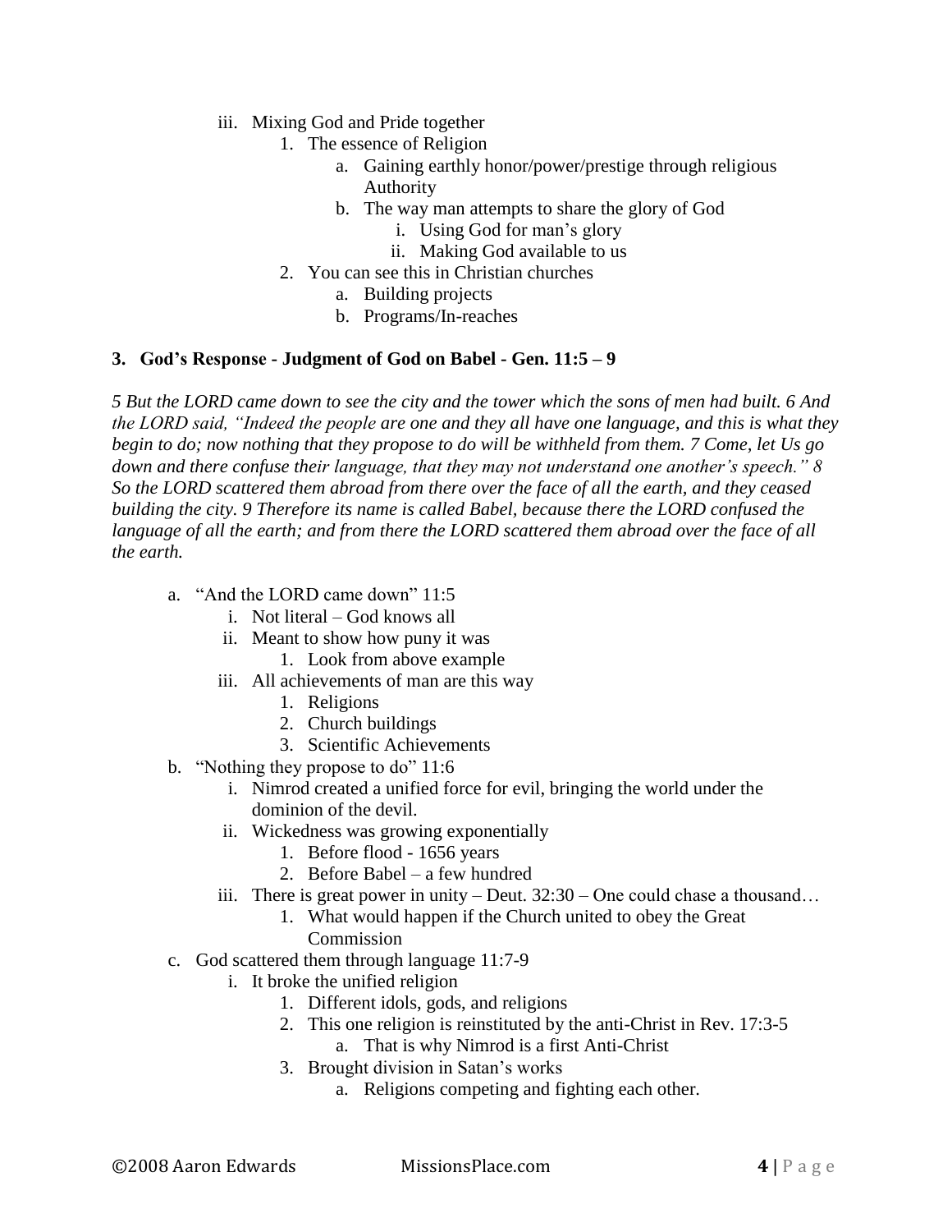- iii. Mixing God and Pride together
    1. The essence of Religion
        - a. Gaining earthly honor/power/prestige through religious Authority
        - b. The way man attempts to share the glory of God
            - i. Using God for man's glory
            - ii. Making God available to us
    2. You can see this in Christian churches
        - a. Building projects
        - b. Programs/In-reaches

**3. God's Response - Judgment of God on Babel - Gen. 11:5 – 9**

*5 But the LORD came down to see the city and the tower which the sons of men had built. 6 And the LORD said, "Indeed the people are one and they all have one language, and this is what they begin to do; now nothing that they propose to do will be withheld from them. 7 Come, let Us go down and there confuse their language, that they may not understand one another's speech." 8 So the LORD scattered them abroad from there over the face of all the earth, and they ceased building the city. 9 Therefore its name is called Babel, because there the LORD confused the language of all the earth; and from there the LORD scattered them abroad over the face of all the earth.*

- a. "And the LORD came down" 11:5
    - i. Not literal – God knows all
    - ii. Meant to show how puny it was
        1. Look from above example
    - iii. All achievements of man are this way
        1. Religions
        2. Church buildings
        3. Scientific Achievements
- b. "Nothing they propose to do" 11:6
    - i. Nimrod created a unified force for evil, bringing the world under the dominion of the devil.
    - ii. Wickedness was growing exponentially
        1. Before flood - 1656 years
        2. Before Babel – a few hundred
    - iii. There is great power in unity – Deut. 32:30 – One could chase a thousand…
        1. What would happen if the Church united to obey the Great Commission
- c. God scattered them through language 11:7-9
    - i. It broke the unified religion
        1. Different idols, gods, and religions
        2. This one religion is reinstituted by the anti-Christ in Rev. 17:3-5
            - a. That is why Nimrod is a first Anti-Christ
        3. Brought division in Satan's works
            - a. Religions competing and fighting each other.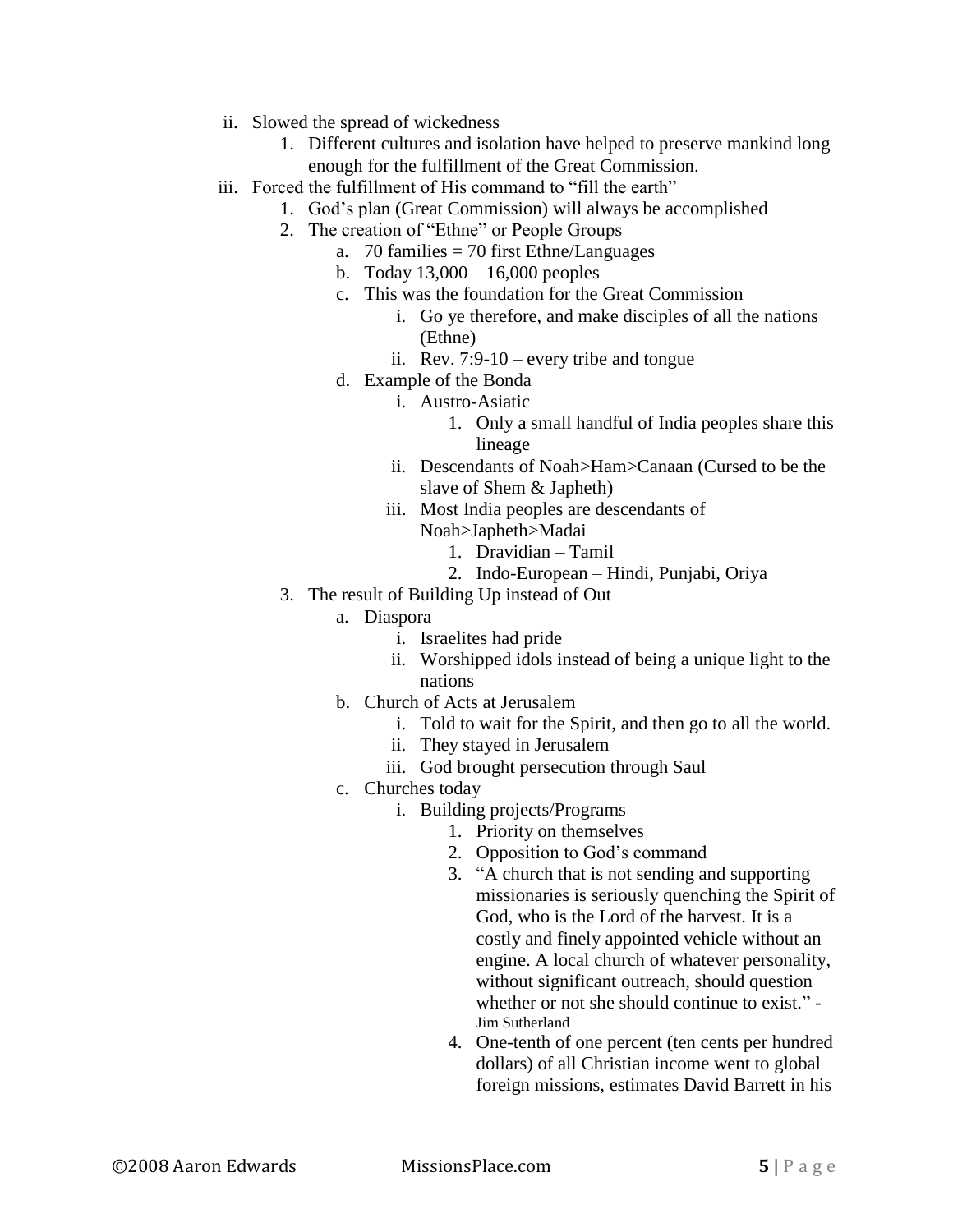- ii. Slowed the spread of wickedness
    1. Different cultures and isolation have helped to preserve mankind long enough for the fulfillment of the Great Commission.
- iii. Forced the fulfillment of His command to "fill the earth"
    1. God's plan (Great Commission) will always be accomplished
    2. The creation of "Ethne" or People Groups
        - a. 70 families = 70 first Ethne/Languages
        - b. Today 13,000 – 16,000 peoples
        - c. This was the foundation for the Great Commission
            - i. Go ye therefore, and make disciples of all the nations (Ethne)
            - ii. Rev. 7:9-10 – every tribe and tongue
        - d. Example of the Bonda
            - i. Austro-Asiatic
                1. Only a small handful of India peoples share this lineage
            - ii. Descendants of Noah>Ham>Canaan (Cursed to be the slave of Shem & Japheth)
            - iii. Most India peoples are descendants of Noah>Japheth>Madai
                1. Dravidian – Tamil
                2. Indo-European – Hindi, Punjabi, Oriya
    3. The result of Building Up instead of Out
        - a. Diaspora
            - i. Israelites had pride
            - ii. Worshipped idols instead of being a unique light to the nations
        - b. Church of Acts at Jerusalem
            - i. Told to wait for the Spirit, and then go to all the world.
            - ii. They stayed in Jerusalem
            - iii. God brought persecution through Saul
        - c. Churches today
            - i. Building projects/Programs
                1. Priority on themselves
                2. Opposition to God's command
                3. "A church that is not sending and supporting missionaries is seriously quenching the Spirit of God, who is the Lord of the harvest. It is a costly and finely appointed vehicle without an engine. A local church of whatever personality, without significant outreach, should question whether or not she should continue to exist." - Jim Sutherland
                4. One-tenth of one percent (ten cents per hundred dollars) of all Christian income went to global foreign missions, estimates David Barrett in his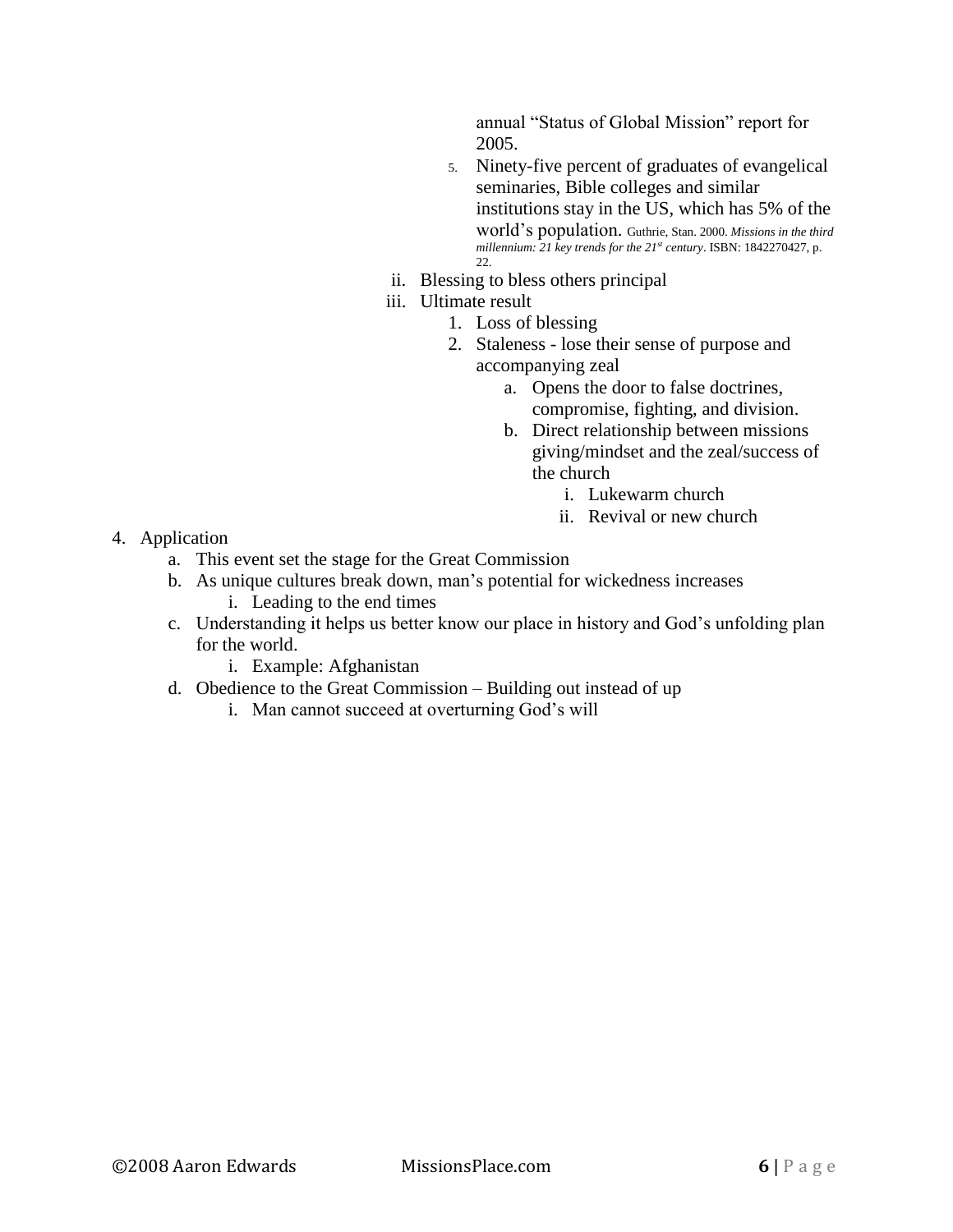annual "Status of Global Mission" report for 2005.

5. Ninety-five percent of graduates of evangelical seminaries, Bible colleges and similar institutions stay in the US, which has 5% of the world's population. Guthrie, Stan. 2000. *Missions in the third millennium: 21 key trends for the 21st century*. ISBN: 1842270427, p. 22.

- ii. Blessing to bless others principal
- iii. Ultimate result
  1. Loss of blessing
  2. Staleness - lose their sense of purpose and accompanying zeal
     - a. Opens the door to false doctrines, compromise, fighting, and division.
     - b. Direct relationship between missions giving/mindset and the zeal/success of the church
       - i. Lukewarm church
       - ii. Revival or new church

4. Application
   - a. This event set the stage for the Great Commission
   - b. As unique cultures break down, man's potential for wickedness increases
     - i. Leading to the end times
   - c. Understanding it helps us better know our place in history and God's unfolding plan for the world.
     - i. Example: Afghanistan
   - d. Obedience to the Great Commission – Building out instead of up
     - i. Man cannot succeed at overturning God's will